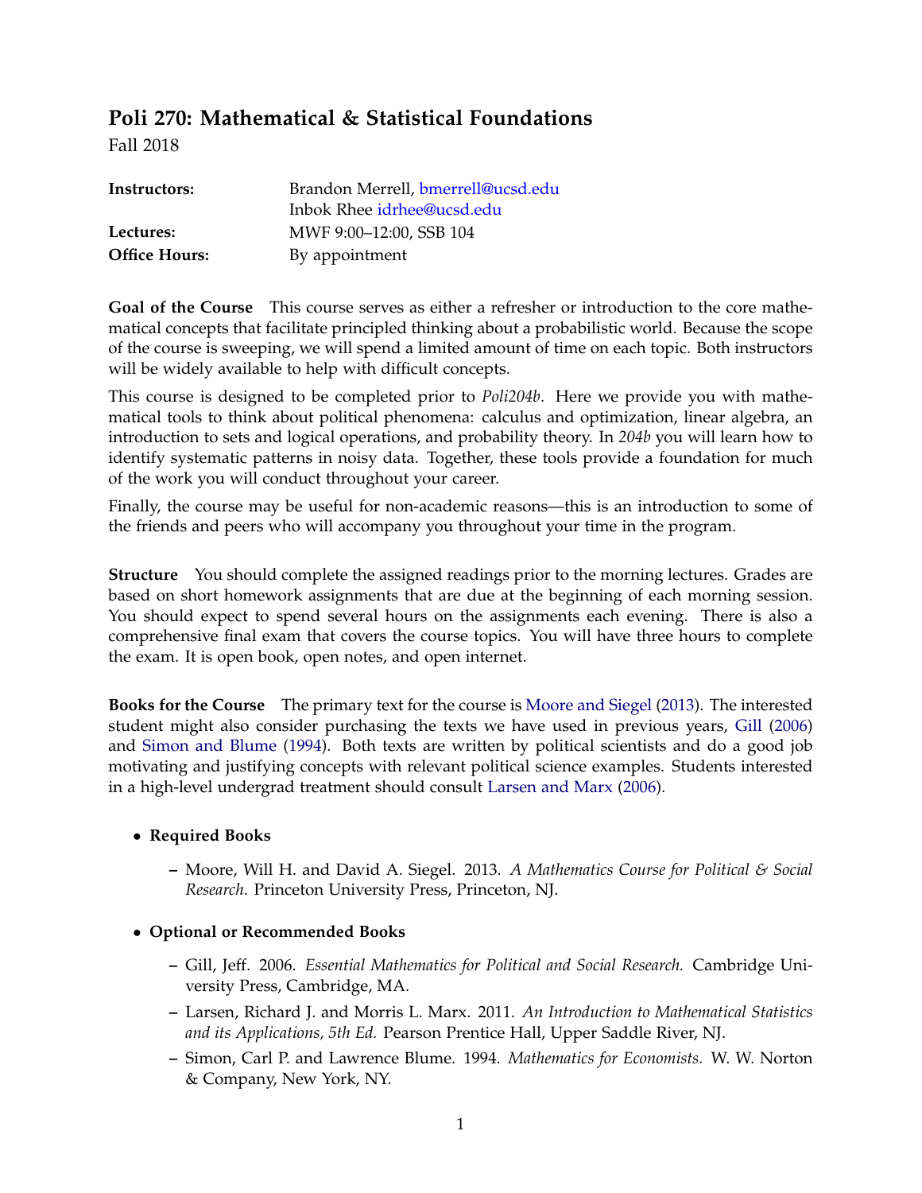# Poli 270: Mathematical & Statistical Foundations

Fall 2018

| | |
|---|---|
| **Instructors:** | Brandon Merrell, bmerrell@ucsd.edu |
| | Inbok Rhee idrhee@ucsd.edu |
| **Lectures:** | MWF 9:00–12:00, SSB 104 |
| **Office Hours:** | By appointment |

**Goal of the Course** This course serves as either a refresher or introduction to the core mathematical concepts that facilitate principled thinking about a probabilistic world. Because the scope of the course is sweeping, we will spend a limited amount of time on each topic. Both instructors will be widely available to help with difficult concepts.

This course is designed to be completed prior to *Poli204b*. Here we provide you with mathematical tools to think about political phenomena: calculus and optimization, linear algebra, an introduction to sets and logical operations, and probability theory. In *204b* you will learn how to identify systematic patterns in noisy data. Together, these tools provide a foundation for much of the work you will conduct throughout your career.

Finally, the course may be useful for non-academic reasons—this is an introduction to some of the friends and peers who will accompany you throughout your time in the program.

**Structure** You should complete the assigned readings prior to the morning lectures. Grades are based on short homework assignments that are due at the beginning of each morning session. You should expect to spend several hours on the assignments each evening. There is also a comprehensive final exam that covers the course topics. You will have three hours to complete the exam. It is open book, open notes, and open internet.

**Books for the Course** The primary text for the course is Moore and Siegel (2013). The interested student might also consider purchasing the texts we have used in previous years, Gill (2006) and Simon and Blume (1994). Both texts are written by political scientists and do a good job motivating and justifying concepts with relevant political science examples. Students interested in a high-level undergrad treatment should consult Larsen and Marx (2006).

- **Required Books**
  - Moore, Will H. and David A. Siegel. 2013. *A Mathematics Course for Political & Social Research.* Princeton University Press, Princeton, NJ.

- **Optional or Recommended Books**
  - Gill, Jeff. 2006. *Essential Mathematics for Political and Social Research.* Cambridge University Press, Cambridge, MA.
  - Larsen, Richard J. and Morris L. Marx. 2011. *An Introduction to Mathematical Statistics and its Applications, 5th Ed.* Pearson Prentice Hall, Upper Saddle River, NJ.
  - Simon, Carl P. and Lawrence Blume. 1994. *Mathematics for Economists.* W. W. Norton & Company, New York, NY.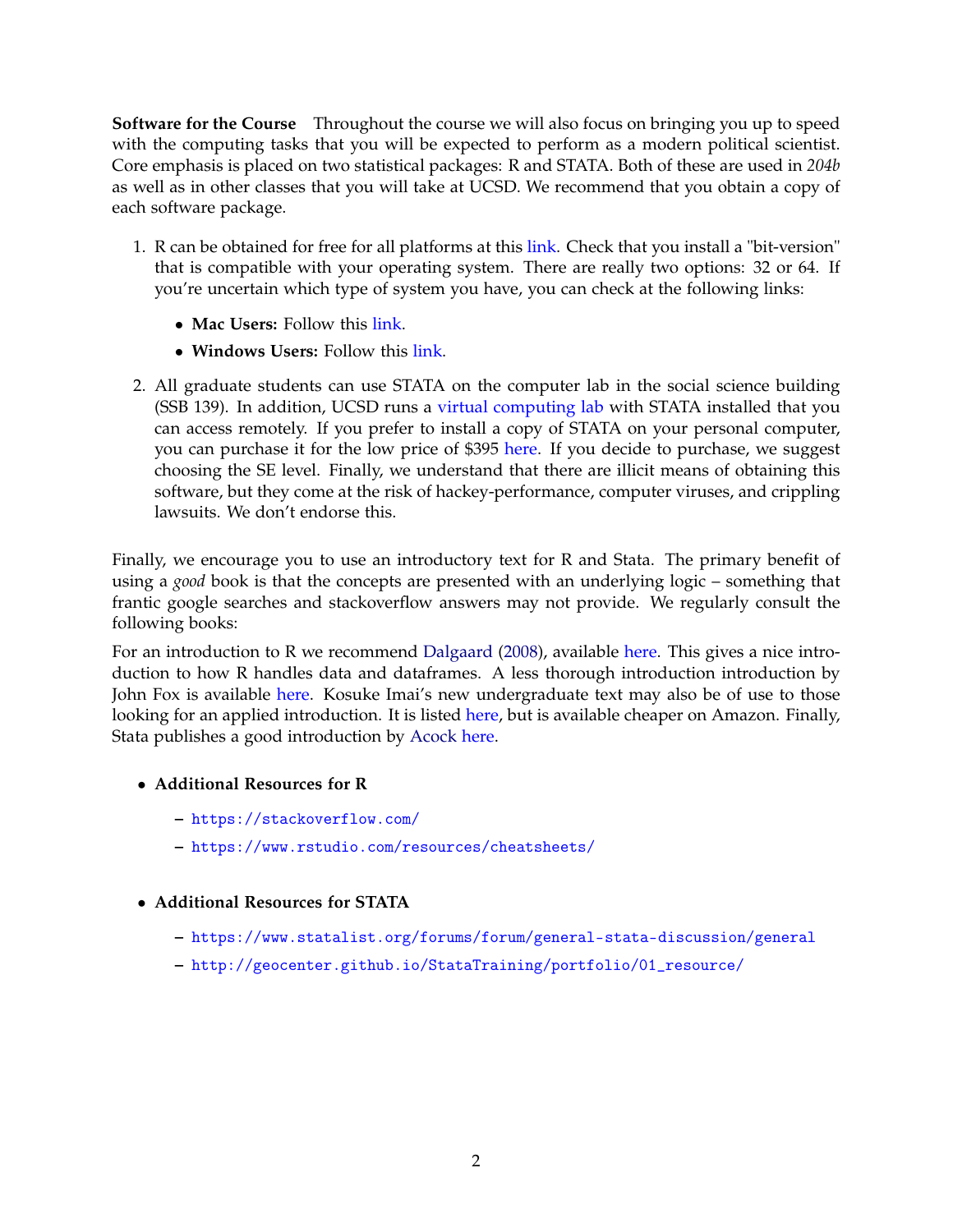**Software for the Course** Throughout the course we will also focus on bringing you up to speed with the computing tasks that you will be expected to perform as a modern political scientist. Core emphasis is placed on two statistical packages: R and STATA. Both of these are used in *204b* as well as in other classes that you will take at UCSD. We recommend that you obtain a copy of each software package.

1. R can be obtained for free for all platforms at this link. Check that you install a "bit-version" that is compatible with your operating system. There are really two options: 32 or 64. If you're uncertain which type of system you have, you can check at the following links:
   - **Mac Users:** Follow this link.
   - **Windows Users:** Follow this link.
2. All graduate students can use STATA on the computer lab in the social science building (SSB 139). In addition, UCSD runs a virtual computing lab with STATA installed that you can access remotely. If you prefer to install a copy of STATA on your personal computer, you can purchase it for the low price of $395 here. If you decide to purchase, we suggest choosing the SE level. Finally, we understand that there are illicit means of obtaining this software, but they come at the risk of hackey-performance, computer viruses, and crippling lawsuits. We don't endorse this.

Finally, we encourage you to use an introductory text for R and Stata. The primary benefit of using a *good* book is that the concepts are presented with an underlying logic – something that frantic google searches and stackoverflow answers may not provide. We regularly consult the following books:

For an introduction to R we recommend Dalgaard (2008), available here. This gives a nice introduction to how R handles data and dataframes. A less thorough introduction introduction by John Fox is available here. Kosuke Imai's new undergraduate text may also be of use to those looking for an applied introduction. It is listed here, but is available cheaper on Amazon. Finally, Stata publishes a good introduction by Acock here.

- **Additional Resources for R**
  - https://stackoverflow.com/
  - https://www.rstudio.com/resources/cheatsheets/
- **Additional Resources for STATA**
  - https://www.statalist.org/forums/forum/general-stata-discussion/general
  - http://geocenter.github.io/StataTraining/portfolio/01_resource/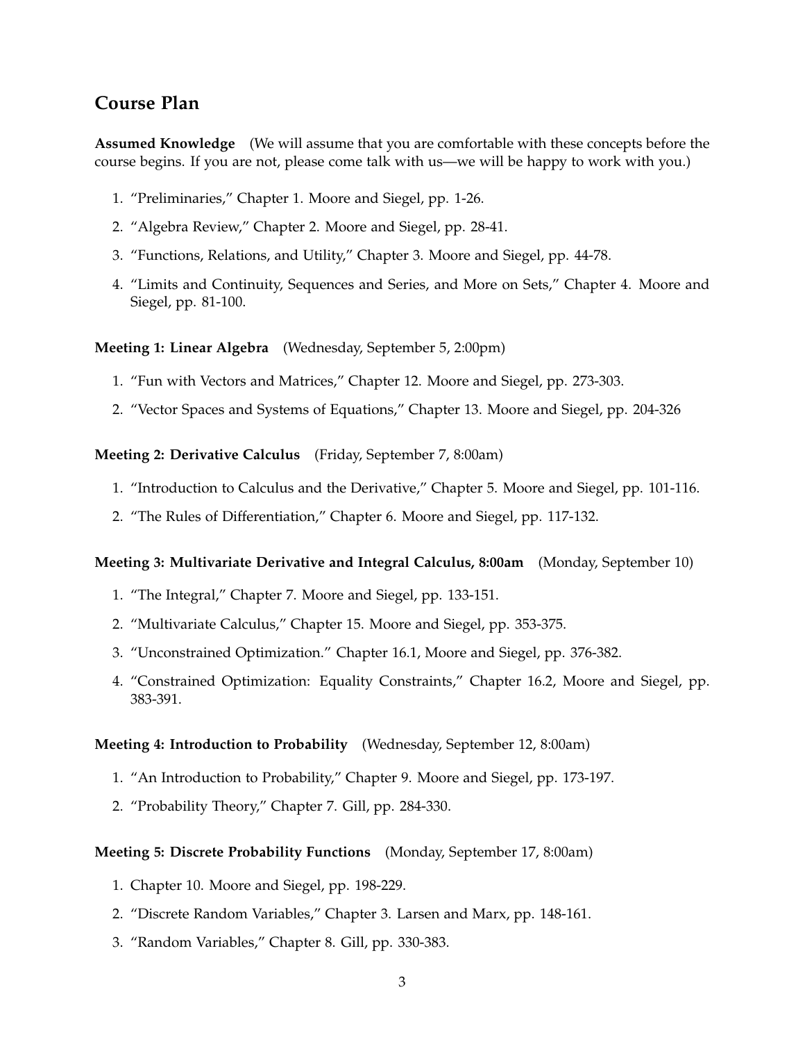## Course Plan

**Assumed Knowledge** (We will assume that you are comfortable with these concepts before the course begins. If you are not, please come talk with us—we will be happy to work with you.)

1. "Preliminaries," Chapter 1. Moore and Siegel, pp. 1-26.
2. "Algebra Review," Chapter 2. Moore and Siegel, pp. 28-41.
3. "Functions, Relations, and Utility," Chapter 3. Moore and Siegel, pp. 44-78.
4. "Limits and Continuity, Sequences and Series, and More on Sets," Chapter 4. Moore and Siegel, pp. 81-100.

**Meeting 1: Linear Algebra** (Wednesday, September 5, 2:00pm)

1. "Fun with Vectors and Matrices," Chapter 12. Moore and Siegel, pp. 273-303.
2. "Vector Spaces and Systems of Equations," Chapter 13. Moore and Siegel, pp. 204-326

**Meeting 2: Derivative Calculus** (Friday, September 7, 8:00am)

1. "Introduction to Calculus and the Derivative," Chapter 5. Moore and Siegel, pp. 101-116.
2. "The Rules of Differentiation," Chapter 6. Moore and Siegel, pp. 117-132.

**Meeting 3: Multivariate Derivative and Integral Calculus, 8:00am** (Monday, September 10)

1. "The Integral," Chapter 7. Moore and Siegel, pp. 133-151.
2. "Multivariate Calculus," Chapter 15. Moore and Siegel, pp. 353-375.
3. "Unconstrained Optimization." Chapter 16.1, Moore and Siegel, pp. 376-382.
4. "Constrained Optimization: Equality Constraints," Chapter 16.2, Moore and Siegel, pp. 383-391.

**Meeting 4: Introduction to Probability** (Wednesday, September 12, 8:00am)

1. "An Introduction to Probability," Chapter 9. Moore and Siegel, pp. 173-197.
2. "Probability Theory," Chapter 7. Gill, pp. 284-330.

**Meeting 5: Discrete Probability Functions** (Monday, September 17, 8:00am)

1. Chapter 10. Moore and Siegel, pp. 198-229.
2. "Discrete Random Variables," Chapter 3. Larsen and Marx, pp. 148-161.
3. "Random Variables," Chapter 8. Gill, pp. 330-383.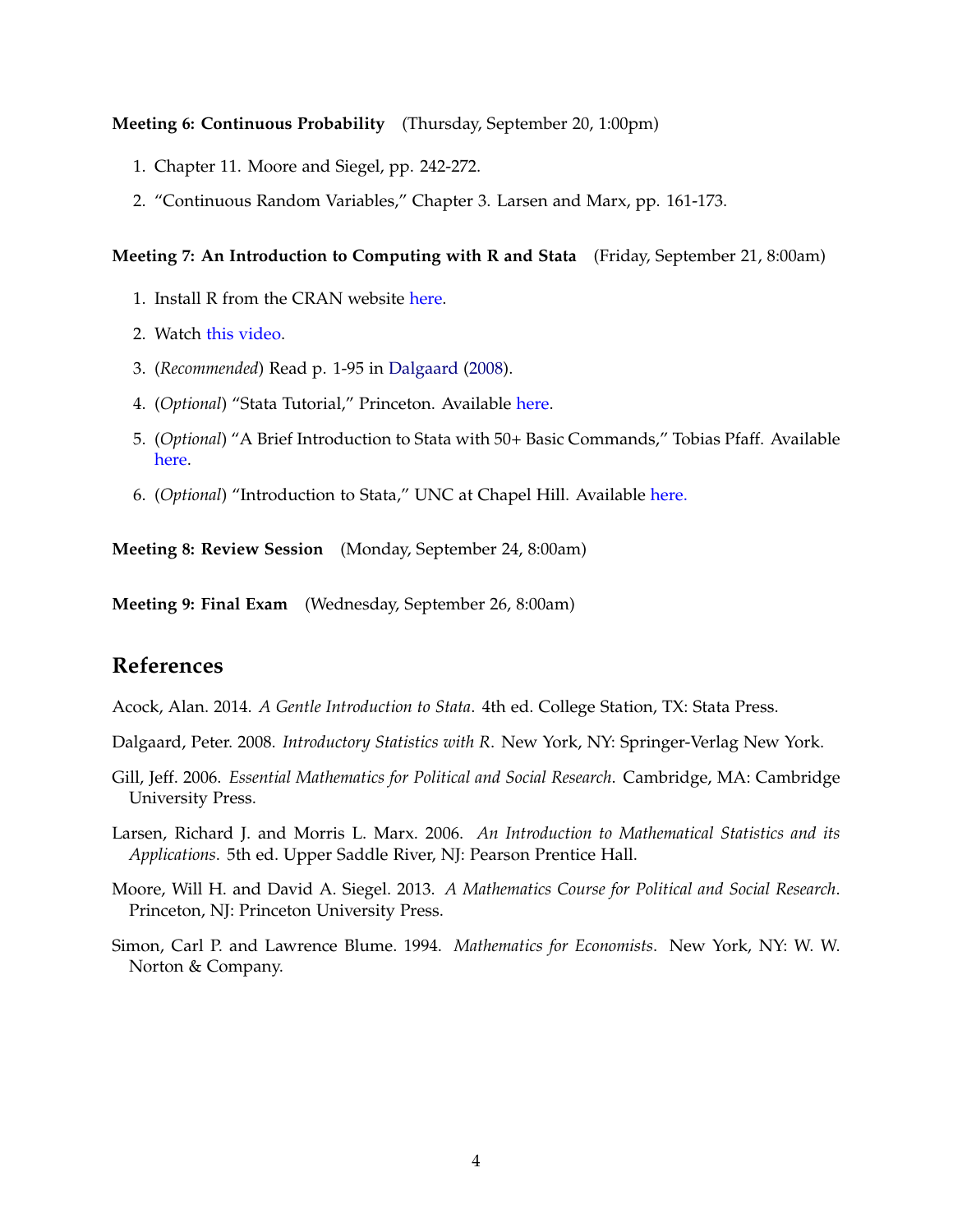**Meeting 6: Continuous Probability** (Thursday, September 20, 1:00pm)

1. Chapter 11. Moore and Siegel, pp. 242-272.
2. "Continuous Random Variables," Chapter 3. Larsen and Marx, pp. 161-173.

**Meeting 7: An Introduction to Computing with R and Stata** (Friday, September 21, 8:00am)

1. Install R from the CRAN website here.
2. Watch this video.
3. (*Recommended*) Read p. 1-95 in Dalgaard (2008).
4. (*Optional*) "Stata Tutorial," Princeton. Available here.
5. (*Optional*) "A Brief Introduction to Stata with 50+ Basic Commands," Tobias Pfaff. Available here.
6. (*Optional*) "Introduction to Stata," UNC at Chapel Hill. Available here.

**Meeting 8: Review Session** (Monday, September 24, 8:00am)

**Meeting 9: Final Exam** (Wednesday, September 26, 8:00am)

## References

Acock, Alan. 2014. *A Gentle Introduction to Stata*. 4th ed. College Station, TX: Stata Press.

Dalgaard, Peter. 2008. *Introductory Statistics with R*. New York, NY: Springer-Verlag New York.

Gill, Jeff. 2006. *Essential Mathematics for Political and Social Research*. Cambridge, MA: Cambridge University Press.

Larsen, Richard J. and Morris L. Marx. 2006. *An Introduction to Mathematical Statistics and its Applications*. 5th ed. Upper Saddle River, NJ: Pearson Prentice Hall.

Moore, Will H. and David A. Siegel. 2013. *A Mathematics Course for Political and Social Research*. Princeton, NJ: Princeton University Press.

Simon, Carl P. and Lawrence Blume. 1994. *Mathematics for Economists*. New York, NY: W. W. Norton & Company.